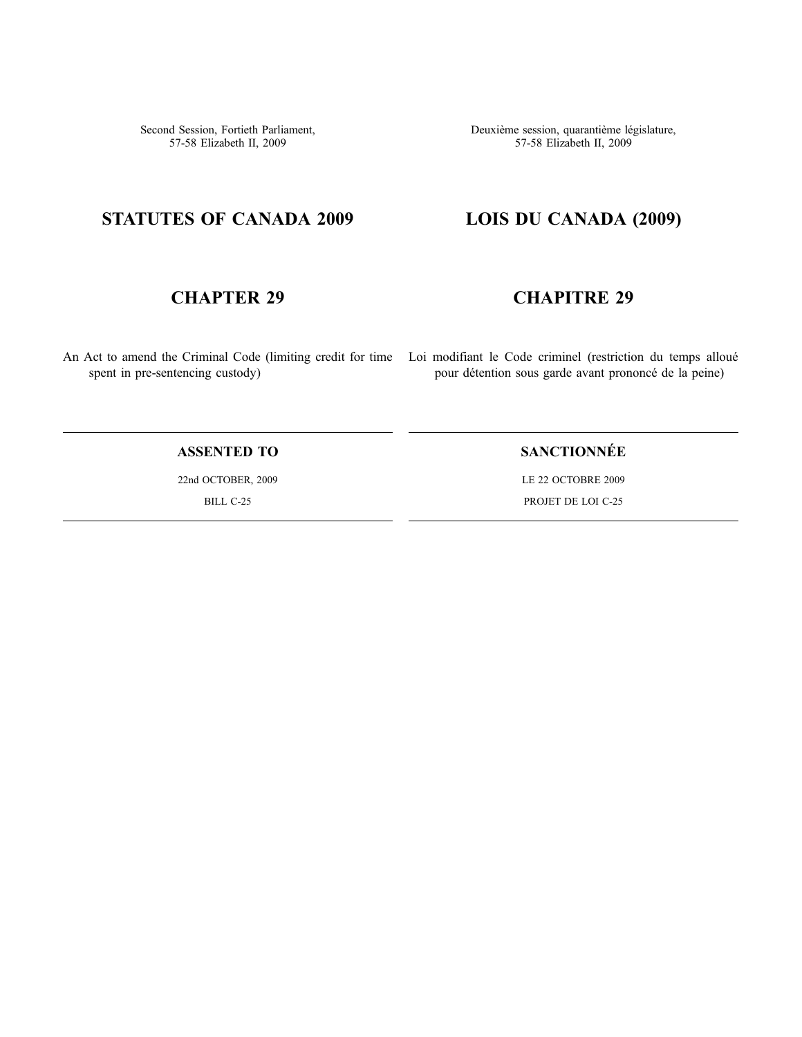Second Session, Fortieth Parliament,
57-58 Elizabeth II, 2009

# STATUTES OF CANADA 2009

## CHAPTER 29

An Act to amend the Criminal Code (limiting credit for time spent in pre-sentencing custody)

---

**ASSENTED TO**

22nd OCTOBER, 2009

BILL C-25

---

Deuxième session, quarantième législature,
57-58 Elizabeth II, 2009

# LOIS DU CANADA (2009)

## CHAPITRE 29

Loi modifiant le Code criminel (restriction du temps alloué pour détention sous garde avant prononcé de la peine)

---

**SANCTIONNÉE**

LE 22 OCTOBRE 2009

PROJET DE LOI C-25

---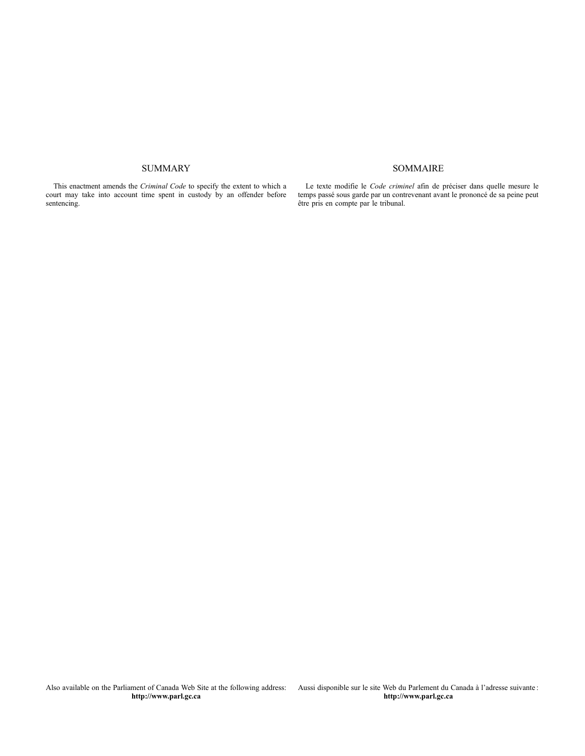## SUMMARY

This enactment amends the *Criminal Code* to specify the extent to which a court may take into account time spent in custody by an offender before sentencing.

## SOMMAIRE

Le texte modifie le *Code criminel* afin de préciser dans quelle mesure le temps passé sous garde par un contrevenant avant le prononcé de sa peine peut être pris en compte par le tribunal.

Also available on the Parliament of Canada Web Site at the following address:
**http://www.parl.gc.ca**

Aussi disponible sur le site Web du Parlement du Canada à l'adresse suivante :
**http://www.parl.gc.ca**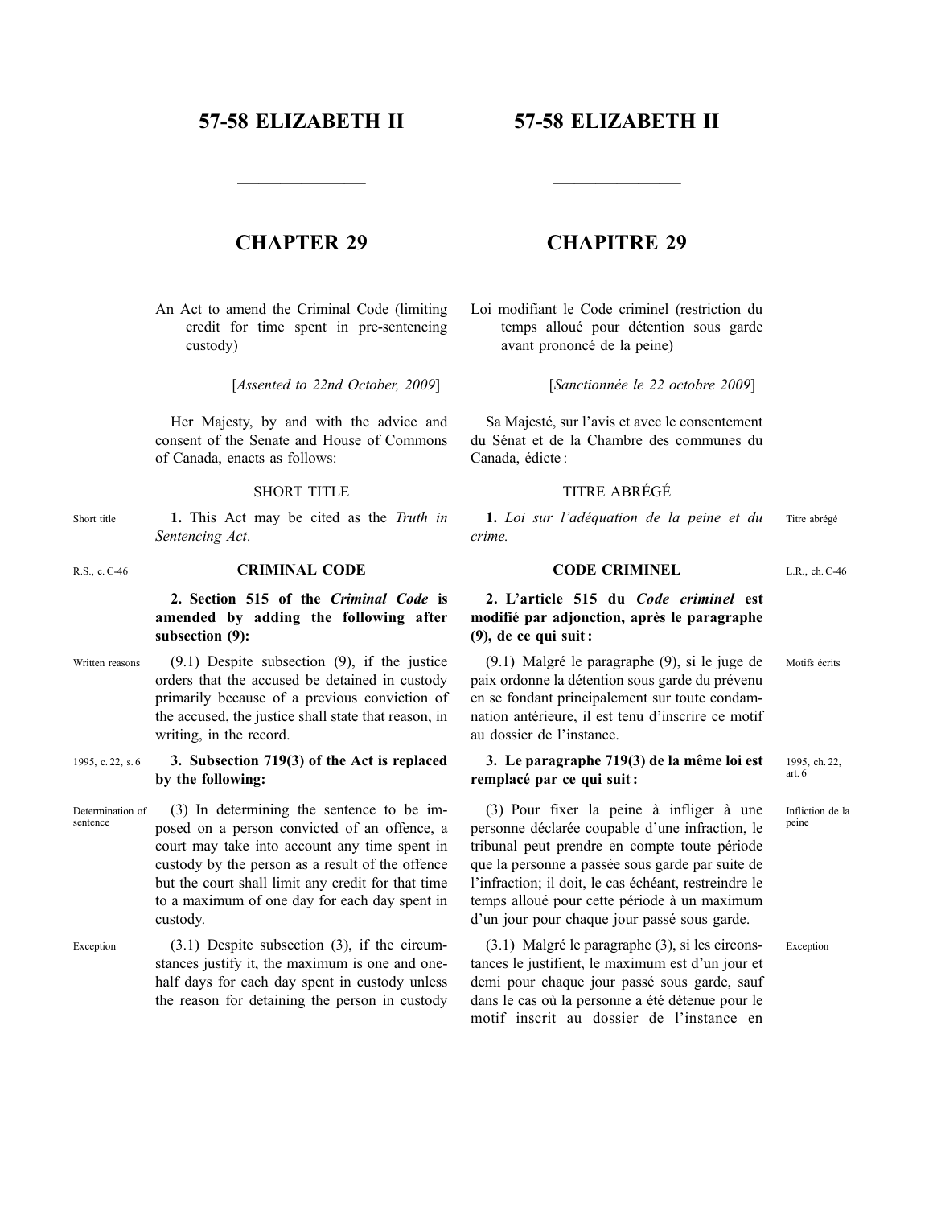# 57-58 ELIZABETH II

# CHAPTER 29

An Act to amend the Criminal Code (limiting credit for time spent in pre-sentencing custody)

[*Assented to 22nd October, 2009*]

Her Majesty, by and with the advice and consent of the Senate and House of Commons of Canada, enacts as follows:

## SHORT TITLE

Short title

**1.** This Act may be cited as the *Truth in Sentencing Act*.

R.S., c. C-46

## CRIMINAL CODE

**2. Section 515 of the *Criminal Code* is amended by adding the following after subsection (9):**

Written reasons

(9.1) Despite subsection (9), if the justice orders that the accused be detained in custody primarily because of a previous conviction of the accused, the justice shall state that reason, in writing, in the record.

1995, c. 22, s. 6

**3. Subsection 719(3) of the Act is replaced by the following:**

Determination of sentence

(3) In determining the sentence to be imposed on a person convicted of an offence, a court may take into account any time spent in custody by the person as a result of the offence but the court shall limit any credit for that time to a maximum of one day for each day spent in custody.

Exception

(3.1) Despite subsection (3), if the circumstances justify it, the maximum is one and one-half days for each day spent in custody unless the reason for detaining the person in custody

# 57-58 ELIZABETH II

# CHAPITRE 29

Loi modifiant le Code criminel (restriction du temps alloué pour détention sous garde avant prononcé de la peine)

[*Sanctionnée le 22 octobre 2009*]

Sa Majesté, sur l'avis et avec le consentement du Sénat et de la Chambre des communes du Canada, édicte :

## TITRE ABRÉGÉ

Titre abrégé

**1.** *Loi sur l'adéquation de la peine et du crime.*

L.R., ch. C-46

## CODE CRIMINEL

**2. L'article 515 du *Code criminel* est modifié par adjonction, après le paragraphe (9), de ce qui suit :**

Motifs écrits

(9.1) Malgré le paragraphe (9), si le juge de paix ordonne la détention sous garde du prévenu en se fondant principalement sur toute condamnation antérieure, il est tenu d'inscrire ce motif au dossier de l'instance.

1995, ch. 22, art. 6

**3. Le paragraphe 719(3) de la même loi est remplacé par ce qui suit :**

Infliction de la peine

(3) Pour fixer la peine à infliger à une personne déclarée coupable d'une infraction, le tribunal peut prendre en compte toute période que la personne a passée sous garde par suite de l'infraction; il doit, le cas échéant, restreindre le temps alloué pour cette période à un maximum d'un jour pour chaque jour passé sous garde.

Exception

(3.1) Malgré le paragraphe (3), si les circonstances le justifient, le maximum est d'un jour et demi pour chaque jour passé sous garde, sauf dans le cas où la personne a été détenue pour le motif inscrit au dossier de l'instance en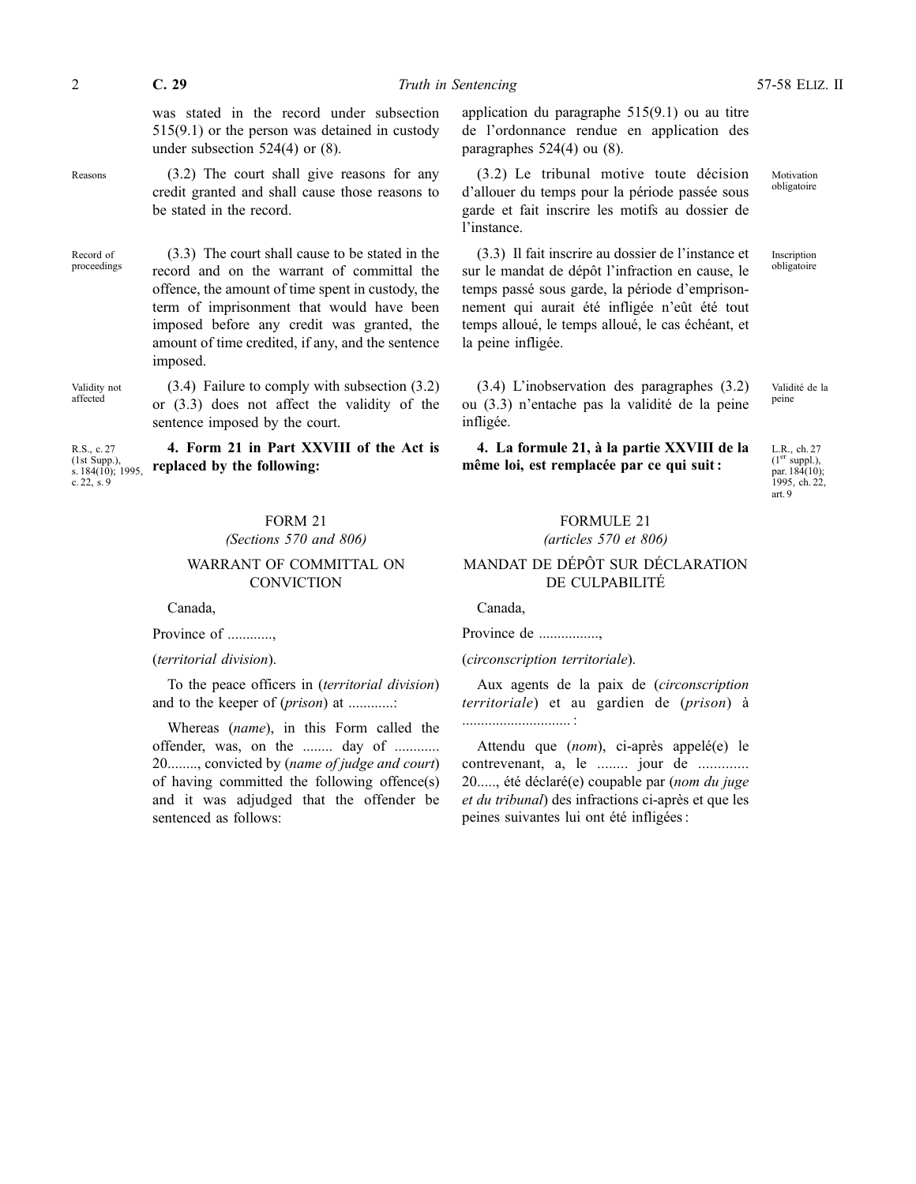was stated in the record under subsection 515(9.1) or the person was detained in custody under subsection 524(4) or (8).

Reasons

(3.2) The court shall give reasons for any credit granted and shall cause those reasons to be stated in the record.

Record of proceedings

(3.3) The court shall cause to be stated in the record and on the warrant of committal the offence, the amount of time spent in custody, the term of imprisonment that would have been imposed before any credit was granted, the amount of time credited, if any, and the sentence imposed.

Validity not affected

(3.4) Failure to comply with subsection (3.2) or (3.3) does not affect the validity of the sentence imposed by the court.

R.S., c. 27 (1st Supp.), s. 184(10); 1995, c. 22, s. 9

**4. Form 21 in Part XXVIII of the Act is replaced by the following:**

FORM 21
*(Sections 570 and 806)*

WARRANT OF COMMITTAL ON CONVICTION

Canada,

Province of ............,

(*territorial division*).

To the peace officers in (*territorial division*) and to the keeper of (*prison*) at ............:

Whereas (*name*), in this Form called the offender, was, on the ........ day of ............ 20........, convicted by (*name of judge and court*) of having committed the following offence(s) and it was adjudged that the offender be sentenced as follows:

---

application du paragraphe 515(9.1) ou au titre de l'ordonnance rendue en application des paragraphes 524(4) ou (8).

Motivation obligatoire

(3.2) Le tribunal motive toute décision d'allouer du temps pour la période passée sous garde et fait inscrire les motifs au dossier de l'instance.

Inscription obligatoire

(3.3) Il fait inscrire au dossier de l'instance et sur le mandat de dépôt l'infraction en cause, le temps passé sous garde, la période d'emprisonnement qui aurait été infligée n'eût été tout temps alloué, le temps alloué, le cas échéant, et la peine infligée.

Validité de la peine

(3.4) L'inobservation des paragraphes (3.2) ou (3.3) n'entache pas la validité de la peine infligée.

L.R., ch. 27 (1er suppl.), par. 184(10); 1995, ch. 22, art. 9

**4. La formule 21, à la partie XXVIII de la même loi, est remplacée par ce qui suit :**

FORMULE 21
*(articles 570 et 806)*

MANDAT DE DÉPÔT SUR DÉCLARATION DE CULPABILITÉ

Canada,

Province de ................,

(*circonscription territoriale*).

Aux agents de la paix de (*circonscription territoriale*) et au gardien de (*prison*) à ............................ :

Attendu que (*nom*), ci-après appelé(e) le contrevenant, a, le ........ jour de ............ 20....., été déclaré(e) coupable par (*nom du juge et du tribunal*) des infractions ci-après et que les peines suivantes lui ont été infligées :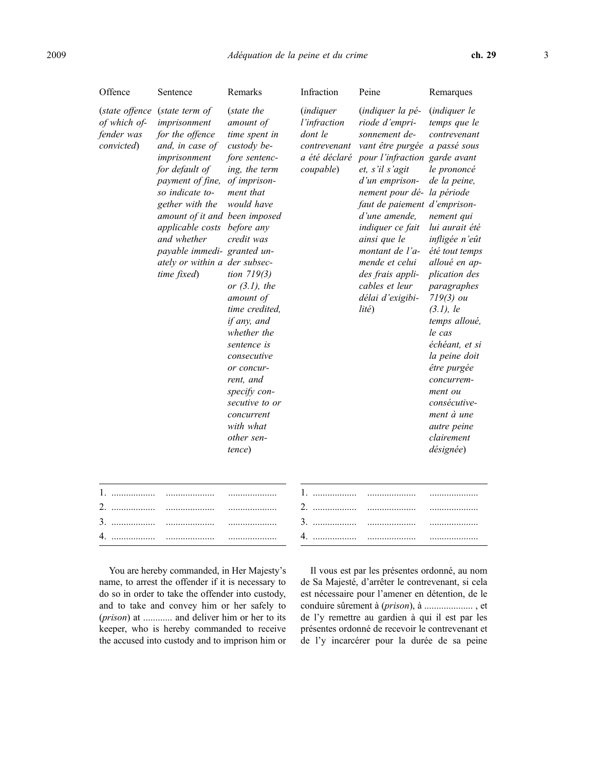| Offence | Sentence | Remarks |
| --- | --- | --- |
| (*state offence of which offender was convicted*) | (*state term of imprisonment for the offence and, in case of imprisonment for default of payment of fine, so indicate together with the amount of it and applicable costs and whether payable immediately or within a time fixed*) | (*state the amount of time spent in custody before sentencing, the term of imprisonment that would have been imposed before any credit was granted under subsection 719(3) or (3.1), the amount of time credited, if any, and whether the sentence is consecutive or concurrent, and specify consecutive to or concurrent with what other sentence*) |
| 1. .................. | .................... | .................... |
| 2. .................. | .................... | .................... |
| 3. .................. | .................... | .................... |
| 4. .................. | .................... | .................... |

You are hereby commanded, in Her Majesty's name, to arrest the offender if it is necessary to do so in order to take the offender into custody, and to take and convey him or her safely to (*prison*) at ............ and deliver him or her to its keeper, who is hereby commanded to receive the accused into custody and to imprison him or

| Infraction | Peine | Remarques |
| --- | --- | --- |
| (*indiquer l'infraction dont le contrevenant a été déclaré coupable*) | (*indiquer la période d'emprisonnement devant être purgée pour l'infraction et, s'il s'agit d'un emprisonnement pour défaut de paiement d'une amende, indiquer ce fait ainsi que le montant de l'amende et celui des frais applicables et leur délai d'exigibilité*) | (*indiquer le temps que le contrevenant a passé sous garde avant le prononcé de la peine, la période d'emprisonnement qui lui aurait été infligée n'eût été tout temps alloué en application des paragraphes 719(3) ou (3.1), le temps alloué, le cas échéant, et si la peine doit être purgée concurremment ou consécutivement à une autre peine clairement désignée*) |
| 1. .................. | .................... | .................... |
| 2. .................. | .................... | .................... |
| 3. .................. | .................... | .................... |
| 4. .................. | .................... | .................... |

Il vous est par les présentes ordonné, au nom de Sa Majesté, d'arrêter le contrevenant, si cela est nécessaire pour l'amener en détention, de le conduire sûrement à (*prison*), à .................... , et de l'y remettre au gardien à qui il est par les présentes ordonné de recevoir le contrevenant et de l'y incarcérer pour la durée de sa peine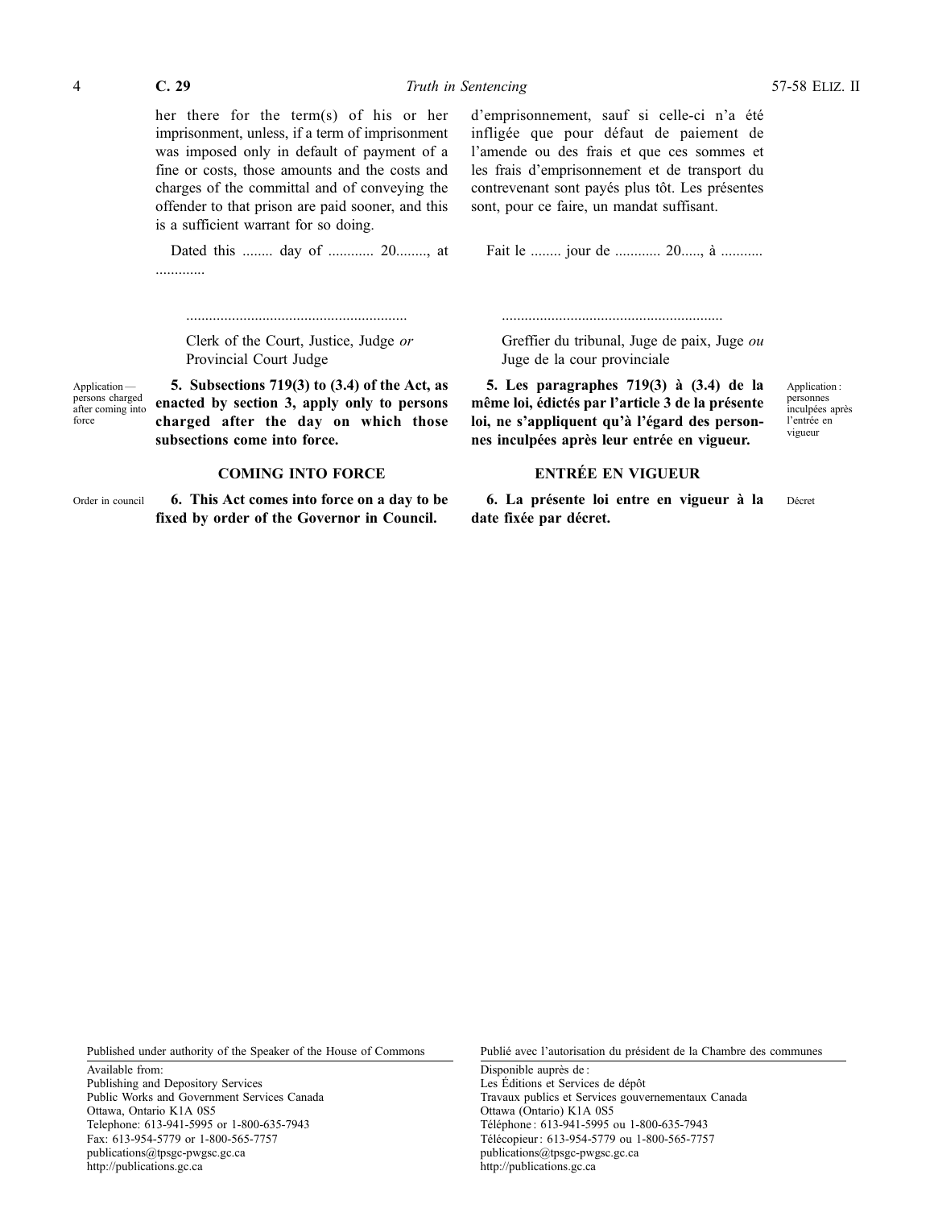her there for the term(s) of his or her imprisonment, unless, if a term of imprisonment was imposed only in default of payment of a fine or costs, those amounts and the costs and charges of the committal and of conveying the offender to that prison are paid sooner, and this is a sufficient warrant for so doing.

Dated this ........ day of ............ 20........, at ............

.........................................................

Clerk of the Court, Justice, Judge *or* Provincial Court Judge

Application — persons charged after coming into force

**5. Subsections 719(3) to (3.4) of the Act, as enacted by section 3, apply only to persons charged after the day on which those subsections come into force.**

## COMING INTO FORCE

Order in council

**6. This Act comes into force on a day to be fixed by order of the Governor in Council.**

d'emprisonnement, sauf si celle-ci n'a été infligée que pour défaut de paiement de l'amende ou des frais et que ces sommes et les frais d'emprisonnement et de transport du contrevenant sont payés plus tôt. Les présentes sont, pour ce faire, un mandat suffisant.

Fait le ........ jour de ............ 20....., à ...........

.........................................................

Greffier du tribunal, Juge de paix, Juge *ou* Juge de la cour provinciale

Application : personnes inculpées après l'entrée en vigueur

**5. Les paragraphes 719(3) à (3.4) de la même loi, édictés par l'article 3 de la présente loi, ne s'appliquent qu'à l'égard des personnes inculpées après leur entrée en vigueur.**

## ENTRÉE EN VIGUEUR

Décret

**6. La présente loi entre en vigueur à la date fixée par décret.**

Published under authority of the Speaker of the House of Commons

Available from:
Publishing and Depository Services
Public Works and Government Services Canada
Ottawa, Ontario K1A 0S5
Telephone: 613-941-5995 or 1-800-635-7943
Fax: 613-954-5779 or 1-800-565-7757
publications@tpsgc-pwgsc.gc.ca
http://publications.gc.ca

Publié avec l'autorisation du président de la Chambre des communes

Disponible auprès de :
Les Éditions et Services de dépôt
Travaux publics et Services gouvernementaux Canada
Ottawa (Ontario) K1A 0S5
Téléphone : 613-941-5995 ou 1-800-635-7943
Télécopieur : 613-954-5779 ou 1-800-565-7757
publications@tpsgc-pwgsc.gc.ca
http://publications.gc.ca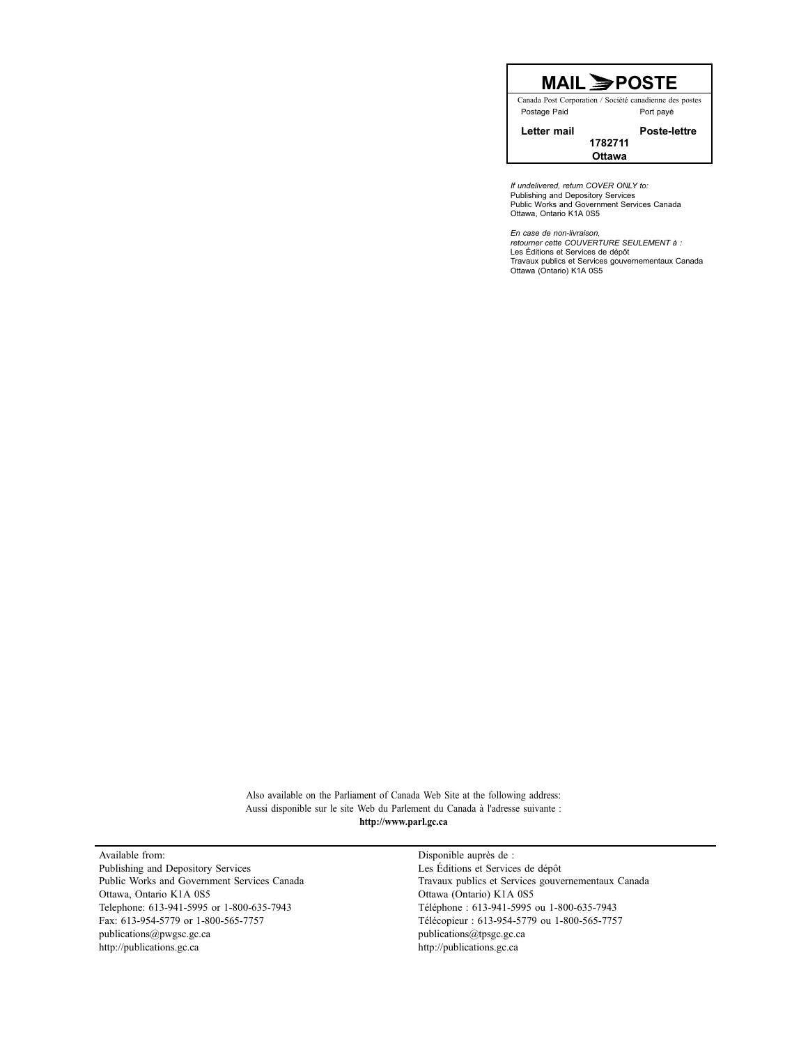**MAIL POSTE**

Canada Post Corporation / Société canadienne des postes

Postage Paid | Port payé

**Letter mail** | **Poste-lettre**

**1782711**
**Ottawa**

*If undelivered, return COVER ONLY to:*
Publishing and Depository Services
Public Works and Government Services Canada
Ottawa, Ontario K1A 0S5

*En case de non-livraison,*
*retourner cette COUVERTURE SEULEMENT à :*
Les Éditions et Services de dépôt
Travaux publics et Services gouvernementaux Canada
Ottawa (Ontario) K1A 0S5

Also available on the Parliament of Canada Web Site at the following address:
Aussi disponible sur le site Web du Parlement du Canada à l'adresse suivante :
**http://www.parl.gc.ca**

Available from:
Publishing and Depository Services
Public Works and Government Services Canada
Ottawa, Ontario K1A 0S5
Telephone: 613-941-5995 or 1-800-635-7943
Fax: 613-954-5779 or 1-800-565-7757
publications@pwgsc.gc.ca
http://publications.gc.ca

Disponible auprès de :
Les Éditions et Services de dépôt
Travaux publics et Services gouvernementaux Canada
Ottawa (Ontario) K1A 0S5
Téléphone : 613-941-5995 ou 1-800-635-7943
Télécopieur : 613-954-5779 ou 1-800-565-7757
publications@tpsgc.gc.ca
http://publications.gc.ca